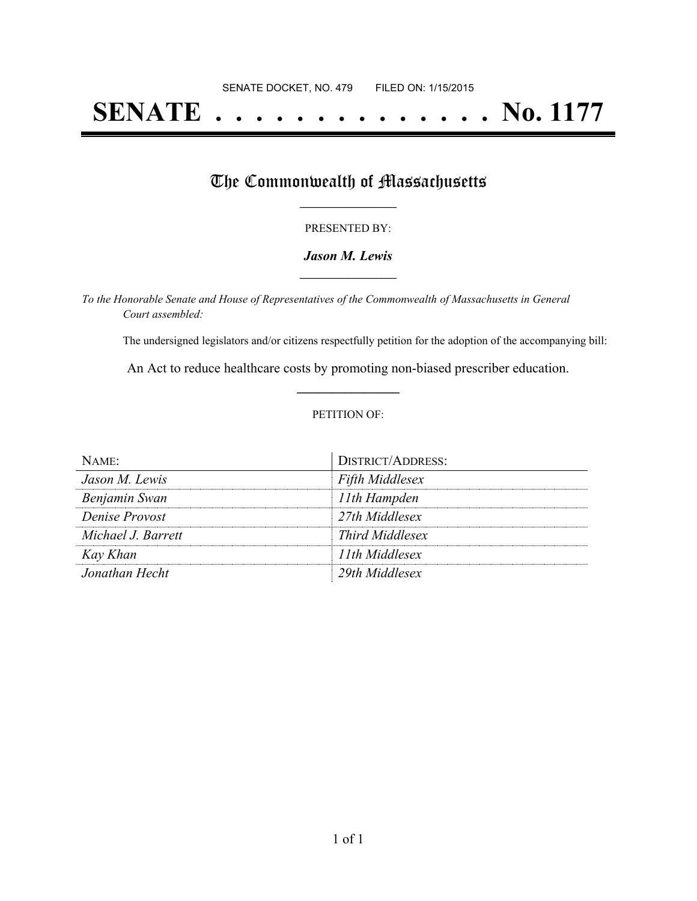SENATE DOCKET, NO. 479        FILED ON: 1/15/2015

# SENATE . . . . . . . . . . . . . . . No. 1177

## The Commonwealth of Massachusetts

PRESENTED BY:

***Jason M. Lewis***

*To the Honorable Senate and House of Representatives of the Commonwealth of Massachusetts in General Court assembled:*

The undersigned legislators and/or citizens respectfully petition for the adoption of the accompanying bill:

An Act to reduce healthcare costs by promoting non-biased prescriber education.

PETITION OF:

| NAME: | DISTRICT/ADDRESS: |
| --- | --- |
| *Jason M. Lewis* | *Fifth Middlesex* |
| *Benjamin Swan* | *11th Hampden* |
| *Denise Provost* | *27th Middlesex* |
| *Michael J. Barrett* | *Third Middlesex* |
| *Kay Khan* | *11th Middlesex* |
| *Jonathan Hecht* | *29th Middlesex* |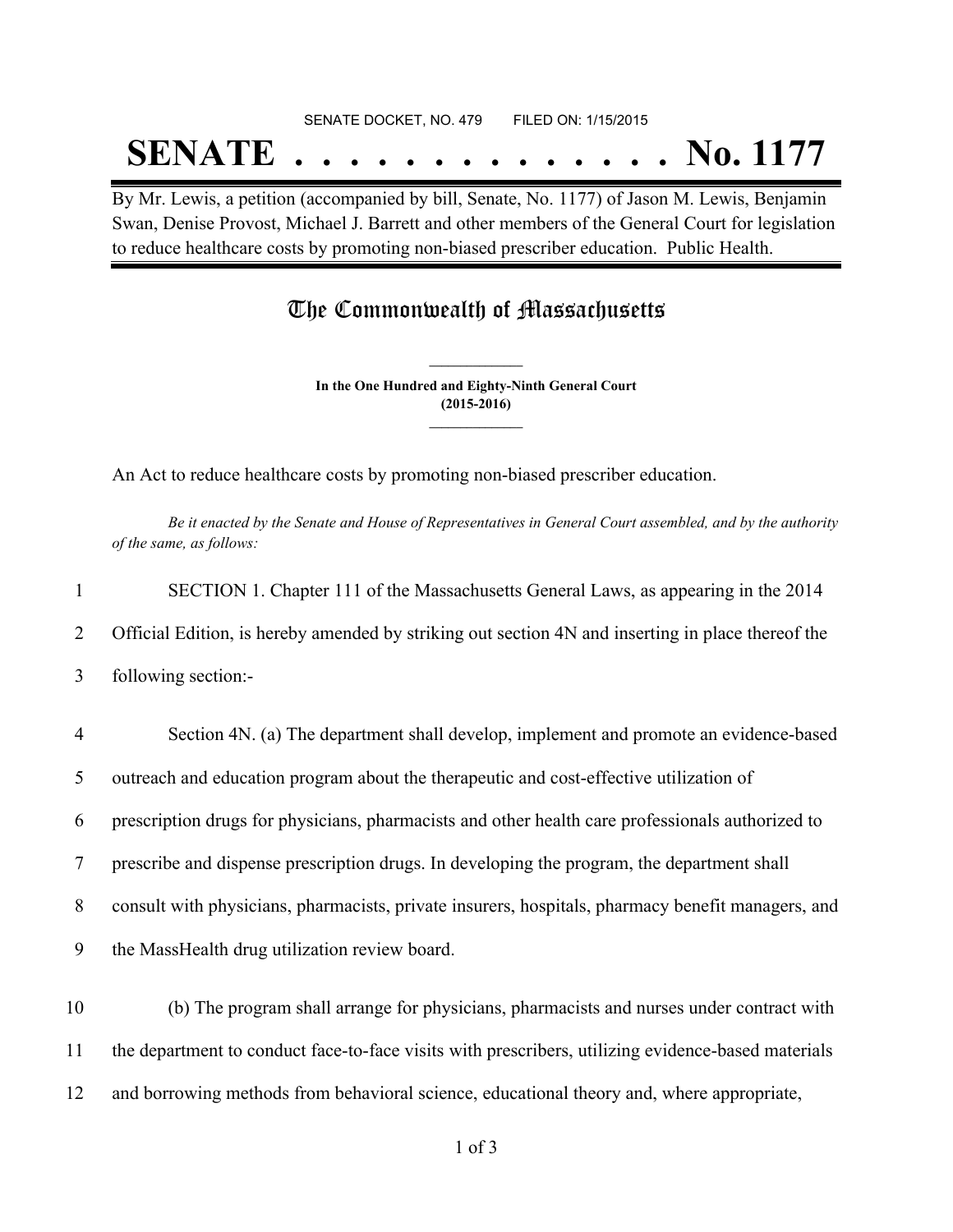SENATE DOCKET, NO. 479        FILED ON: 1/15/2015

# SENATE . . . . . . . . . . . . . . No. 1177

By Mr. Lewis, a petition (accompanied by bill, Senate, No. 1177) of Jason M. Lewis, Benjamin Swan, Denise Provost, Michael J. Barrett and other members of the General Court for legislation to reduce healthcare costs by promoting non-biased prescriber education. Public Health.

## The Commonwealth of Massachusetts

**In the One Hundred and Eighty-Ninth General Court (2015-2016)**

An Act to reduce healthcare costs by promoting non-biased prescriber education.

*Be it enacted by the Senate and House of Representatives in General Court assembled, and by the authority of the same, as follows:*

1 SECTION 1. Chapter 111 of the Massachusetts General Laws, as appearing in the 2014
2 Official Edition, is hereby amended by striking out section 4N and inserting in place thereof the
3 following section:-

4 Section 4N. (a) The department shall develop, implement and promote an evidence-based
5 outreach and education program about the therapeutic and cost-effective utilization of
6 prescription drugs for physicians, pharmacists and other health care professionals authorized to
7 prescribe and dispense prescription drugs. In developing the program, the department shall
8 consult with physicians, pharmacists, private insurers, hospitals, pharmacy benefit managers, and
9 the MassHealth drug utilization review board.

10 (b) The program shall arrange for physicians, pharmacists and nurses under contract with
11 the department to conduct face-to-face visits with prescribers, utilizing evidence-based materials
12 and borrowing methods from behavioral science, educational theory and, where appropriate,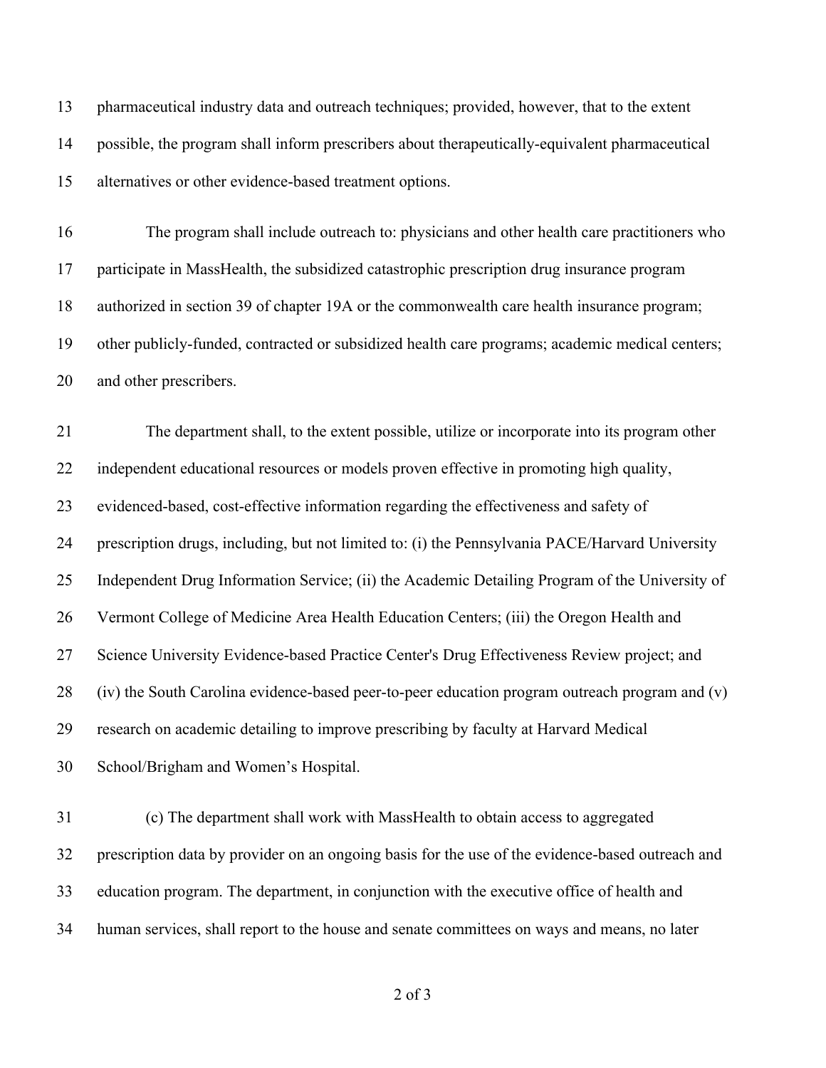pharmaceutical industry data and outreach techniques; provided, however, that to the extent possible, the program shall inform prescribers about therapeutically-equivalent pharmaceutical alternatives or other evidence-based treatment options.

The program shall include outreach to: physicians and other health care practitioners who participate in MassHealth, the subsidized catastrophic prescription drug insurance program authorized in section 39 of chapter 19A or the commonwealth care health insurance program; other publicly-funded, contracted or subsidized health care programs; academic medical centers; and other prescribers.

The department shall, to the extent possible, utilize or incorporate into its program other independent educational resources or models proven effective in promoting high quality, evidenced-based, cost-effective information regarding the effectiveness and safety of prescription drugs, including, but not limited to: (i) the Pennsylvania PACE/Harvard University Independent Drug Information Service; (ii) the Academic Detailing Program of the University of Vermont College of Medicine Area Health Education Centers; (iii) the Oregon Health and Science University Evidence-based Practice Center's Drug Effectiveness Review project; and (iv) the South Carolina evidence-based peer-to-peer education program outreach program and (v) research on academic detailing to improve prescribing by faculty at Harvard Medical School/Brigham and Women's Hospital.

(c) The department shall work with MassHealth to obtain access to aggregated prescription data by provider on an ongoing basis for the use of the evidence-based outreach and education program. The department, in conjunction with the executive office of health and human services, shall report to the house and senate committees on ways and means, no later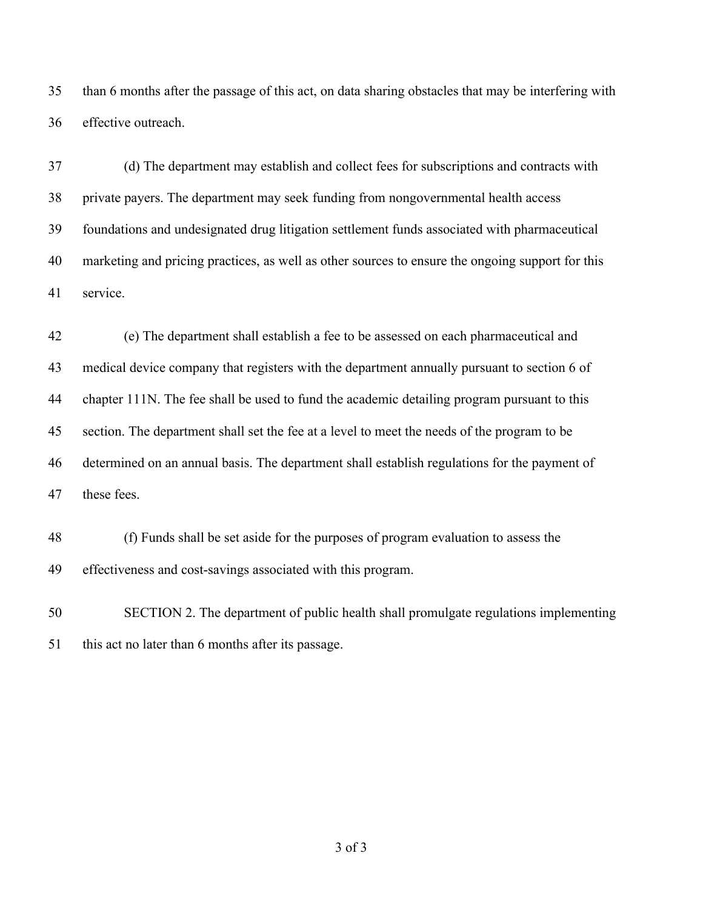than 6 months after the passage of this act, on data sharing obstacles that may be interfering with effective outreach.

(d) The department may establish and collect fees for subscriptions and contracts with private payers. The department may seek funding from nongovernmental health access foundations and undesignated drug litigation settlement funds associated with pharmaceutical marketing and pricing practices, as well as other sources to ensure the ongoing support for this service.

(e) The department shall establish a fee to be assessed on each pharmaceutical and medical device company that registers with the department annually pursuant to section 6 of chapter 111N. The fee shall be used to fund the academic detailing program pursuant to this section. The department shall set the fee at a level to meet the needs of the program to be determined on an annual basis. The department shall establish regulations for the payment of these fees.

(f) Funds shall be set aside for the purposes of program evaluation to assess the effectiveness and cost-savings associated with this program.

SECTION 2. The department of public health shall promulgate regulations implementing this act no later than 6 months after its passage.